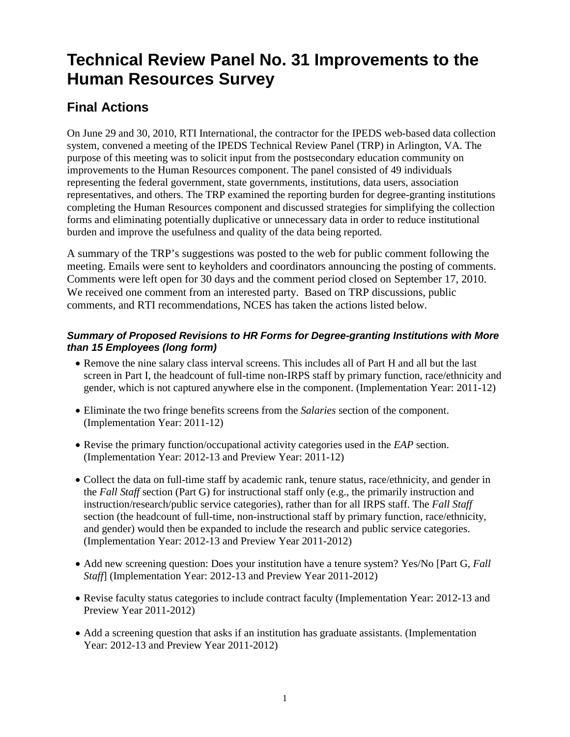# Technical Review Panel No. 31 Improvements to the Human Resources Survey

## Final Actions

On June 29 and 30, 2010, RTI International, the contractor for the IPEDS web-based data collection system, convened a meeting of the IPEDS Technical Review Panel (TRP) in Arlington, VA. The purpose of this meeting was to solicit input from the postsecondary education community on improvements to the Human Resources component. The panel consisted of 49 individuals representing the federal government, state governments, institutions, data users, association representatives, and others. The TRP examined the reporting burden for degree-granting institutions completing the Human Resources component and discussed strategies for simplifying the collection forms and eliminating potentially duplicative or unnecessary data in order to reduce institutional burden and improve the usefulness and quality of the data being reported.

A summary of the TRP's suggestions was posted to the web for public comment following the meeting. Emails were sent to keyholders and coordinators announcing the posting of comments. Comments were left open for 30 days and the comment period closed on September 17, 2010. We received one comment from an interested party. Based on TRP discussions, public comments, and RTI recommendations, NCES has taken the actions listed below.

### *Summary of Proposed Revisions to HR Forms for Degree-granting Institutions with More than 15 Employees (long form)*

- Remove the nine salary class interval screens. This includes all of Part H and all but the last screen in Part I, the headcount of full-time non-IRPS staff by primary function, race/ethnicity and gender, which is not captured anywhere else in the component. (Implementation Year: 2011-12)
- Eliminate the two fringe benefits screens from the *Salaries* section of the component. (Implementation Year: 2011-12)
- Revise the primary function/occupational activity categories used in the *EAP* section. (Implementation Year: 2012-13 and Preview Year: 2011-12)
- Collect the data on full-time staff by academic rank, tenure status, race/ethnicity, and gender in the *Fall Staff* section (Part G) for instructional staff only (e.g., the primarily instruction and instruction/research/public service categories), rather than for all IRPS staff. The *Fall Staff* section (the headcount of full-time, non-instructional staff by primary function, race/ethnicity, and gender) would then be expanded to include the research and public service categories. (Implementation Year: 2012-13 and Preview Year 2011-2012)
- Add new screening question: Does your institution have a tenure system? Yes/No [Part G, *Fall Staff*] (Implementation Year: 2012-13 and Preview Year 2011-2012)
- Revise faculty status categories to include contract faculty (Implementation Year: 2012-13 and Preview Year 2011-2012)
- Add a screening question that asks if an institution has graduate assistants. (Implementation Year: 2012-13 and Preview Year 2011-2012)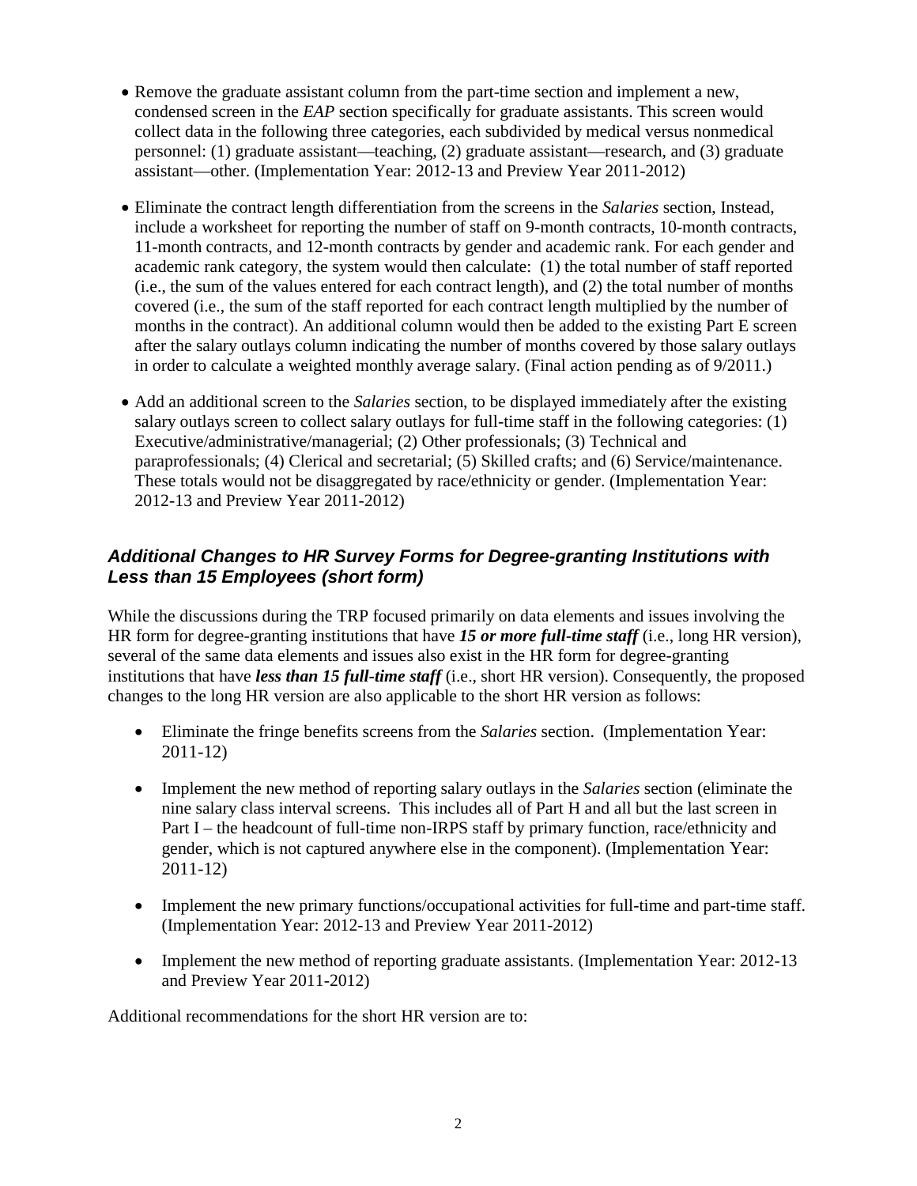- Remove the graduate assistant column from the part-time section and implement a new, condensed screen in the *EAP* section specifically for graduate assistants. This screen would collect data in the following three categories, each subdivided by medical versus nonmedical personnel: (1) graduate assistant—teaching, (2) graduate assistant—research, and (3) graduate assistant—other. (Implementation Year: 2012-13 and Preview Year 2011-2012)

- Eliminate the contract length differentiation from the screens in the *Salaries* section, Instead, include a worksheet for reporting the number of staff on 9-month contracts, 10-month contracts, 11-month contracts, and 12-month contracts by gender and academic rank. For each gender and academic rank category, the system would then calculate: (1) the total number of staff reported (i.e., the sum of the values entered for each contract length), and (2) the total number of months covered (i.e., the sum of the staff reported for each contract length multiplied by the number of months in the contract). An additional column would then be added to the existing Part E screen after the salary outlays column indicating the number of months covered by those salary outlays in order to calculate a weighted monthly average salary. (Final action pending as of 9/2011.)

- Add an additional screen to the *Salaries* section, to be displayed immediately after the existing salary outlays screen to collect salary outlays for full-time staff in the following categories: (1) Executive/administrative/managerial; (2) Other professionals; (3) Technical and paraprofessionals; (4) Clerical and secretarial; (5) Skilled crafts; and (6) Service/maintenance. These totals would not be disaggregated by race/ethnicity or gender. (Implementation Year: 2012-13 and Preview Year 2011-2012)

### *Additional Changes to HR Survey Forms for Degree-granting Institutions with Less than 15 Employees (short form)*

While the discussions during the TRP focused primarily on data elements and issues involving the HR form for degree-granting institutions that have ***15 or more full-time staff*** (i.e., long HR version), several of the same data elements and issues also exist in the HR form for degree-granting institutions that have ***less than 15 full-time staff*** (i.e., short HR version). Consequently, the proposed changes to the long HR version are also applicable to the short HR version as follows:

- Eliminate the fringe benefits screens from the *Salaries* section. (Implementation Year: 2011-12)

- Implement the new method of reporting salary outlays in the *Salaries* section (eliminate the nine salary class interval screens. This includes all of Part H and all but the last screen in Part I – the headcount of full-time non-IRPS staff by primary function, race/ethnicity and gender, which is not captured anywhere else in the component). (Implementation Year: 2011-12)

- Implement the new primary functions/occupational activities for full-time and part-time staff. (Implementation Year: 2012-13 and Preview Year 2011-2012)

- Implement the new method of reporting graduate assistants. (Implementation Year: 2012-13 and Preview Year 2011-2012)

Additional recommendations for the short HR version are to: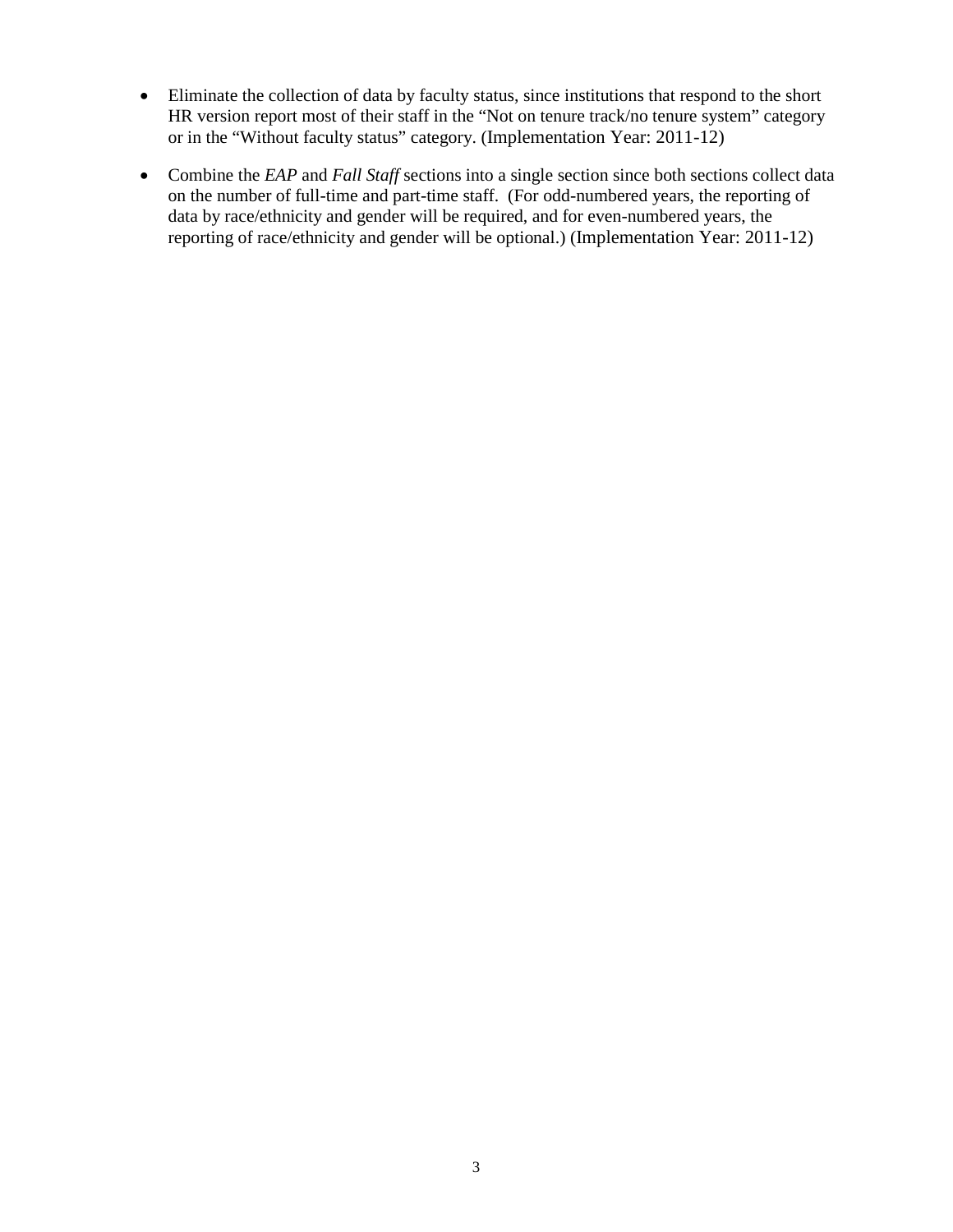- Eliminate the collection of data by faculty status, since institutions that respond to the short HR version report most of their staff in the “Not on tenure track/no tenure system” category or in the “Without faculty status” category. (Implementation Year: 2011-12)

- Combine the *EAP* and *Fall Staff* sections into a single section since both sections collect data on the number of full-time and part-time staff. (For odd-numbered years, the reporting of data by race/ethnicity and gender will be required, and for even-numbered years, the reporting of race/ethnicity and gender will be optional.) (Implementation Year: 2011-12)